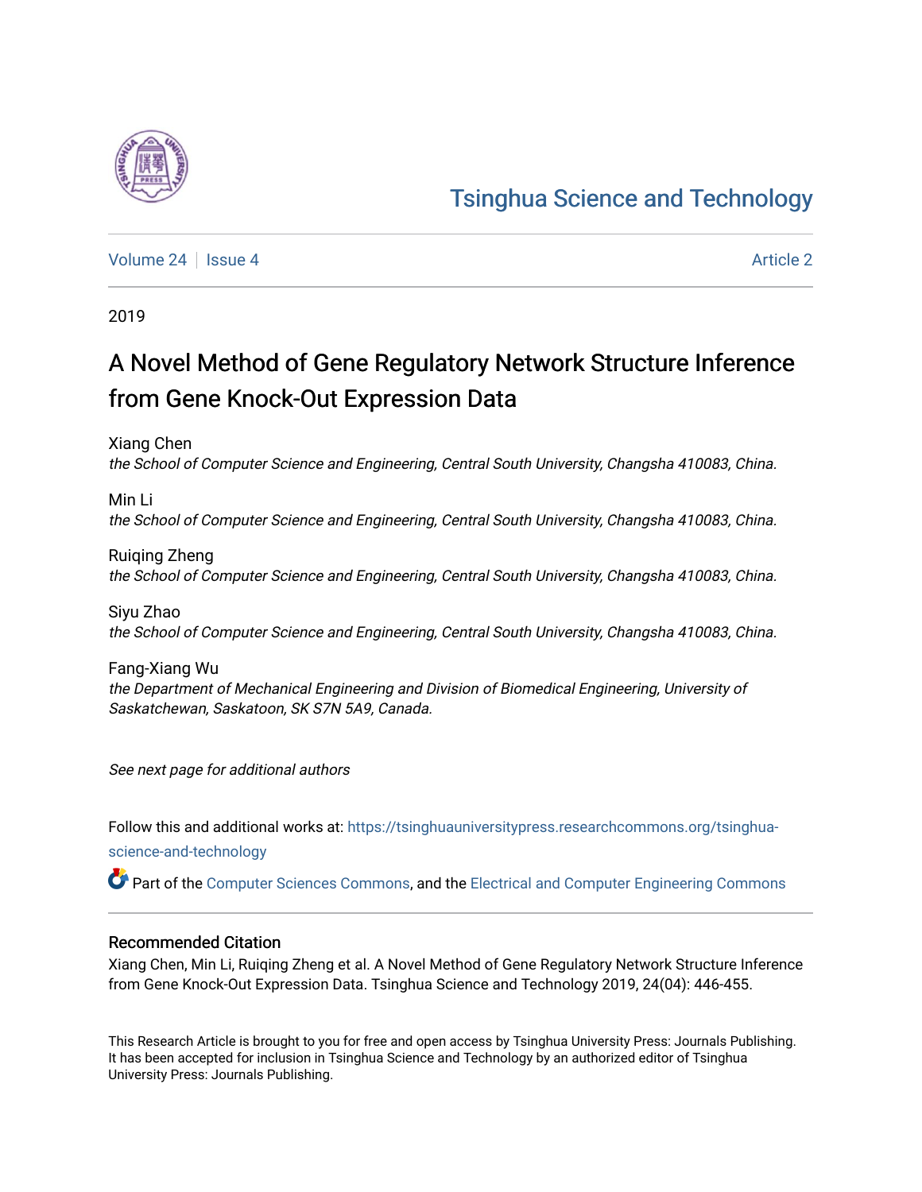Tsinghua Science and Technology

Volume 24 | Issue 4 | Article 2

2019

# A Novel Method of Gene Regulatory Network Structure Inference from Gene Knock-Out Expression Data

Xiang Chen
*the School of Computer Science and Engineering, Central South University, Changsha 410083, China.*

Min Li
*the School of Computer Science and Engineering, Central South University, Changsha 410083, China.*

Ruiqing Zheng
*the School of Computer Science and Engineering, Central South University, Changsha 410083, China.*

Siyu Zhao
*the School of Computer Science and Engineering, Central South University, Changsha 410083, China.*

Fang-Xiang Wu
*the Department of Mechanical Engineering and Division of Biomedical Engineering, University of Saskatchewan, Saskatoon, SK S7N 5A9, Canada.*

*See next page for additional authors*

Follow this and additional works at: https://tsinghuauniversitypress.researchcommons.org/tsinghua-science-and-technology

Part of the Computer Sciences Commons, and the Electrical and Computer Engineering Commons

## Recommended Citation

Xiang Chen, Min Li, Ruiqing Zheng et al. A Novel Method of Gene Regulatory Network Structure Inference from Gene Knock-Out Expression Data. Tsinghua Science and Technology 2019, 24(04): 446-455.

This Research Article is brought to you for free and open access by Tsinghua University Press: Journals Publishing. It has been accepted for inclusion in Tsinghua Science and Technology by an authorized editor of Tsinghua University Press: Journals Publishing.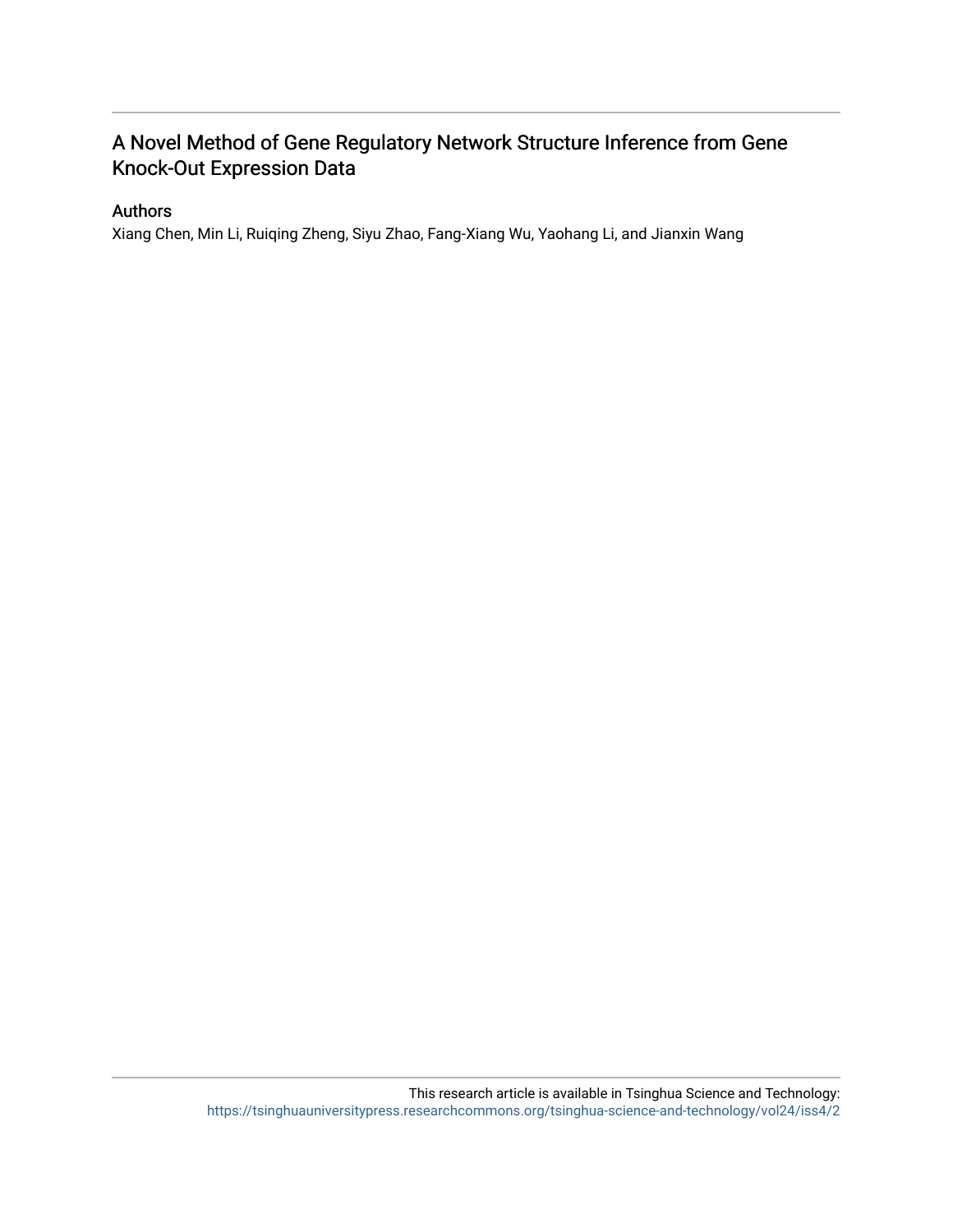# A Novel Method of Gene Regulatory Network Structure Inference from Gene Knock-Out Expression Data

## Authors

Xiang Chen, Min Li, Ruiqing Zheng, Siyu Zhao, Fang-Xiang Wu, Yaohang Li, and Jianxin Wang

This research article is available in Tsinghua Science and Technology: https://tsinghuauniversitypress.researchcommons.org/tsinghua-science-and-technology/vol24/iss4/2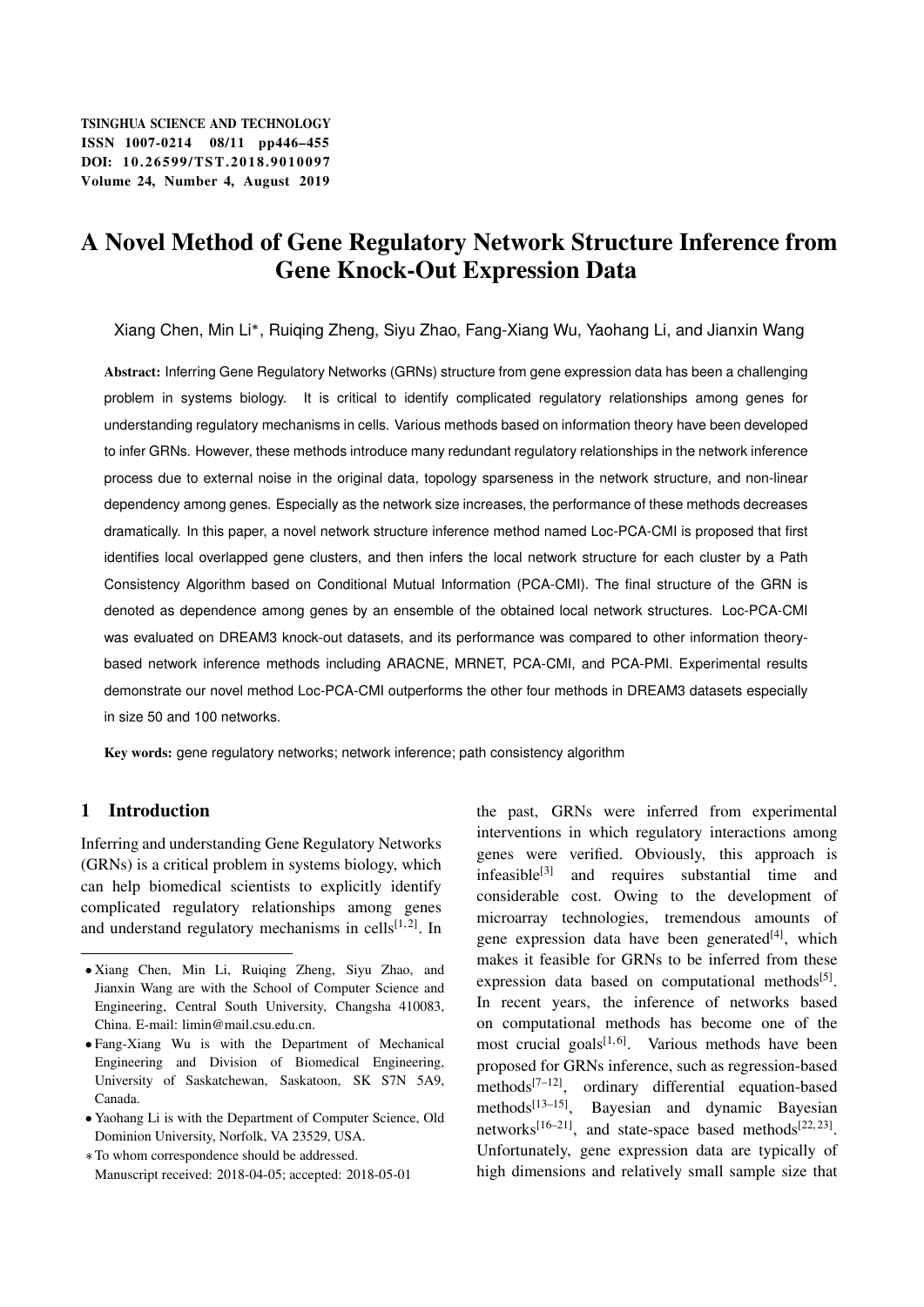# A Novel Method of Gene Regulatory Network Structure Inference from Gene Knock-Out Expression Data

Xiang Chen, Min Li*, Ruiqing Zheng, Siyu Zhao, Fang-Xiang Wu, Yaohang Li, and Jianxin Wang

**Abstract:** Inferring Gene Regulatory Networks (GRNs) structure from gene expression data has been a challenging problem in systems biology. It is critical to identify complicated regulatory relationships among genes for understanding regulatory mechanisms in cells. Various methods based on information theory have been developed to infer GRNs. However, these methods introduce many redundant regulatory relationships in the network inference process due to external noise in the original data, topology sparseness in the network structure, and non-linear dependency among genes. Especially as the network size increases, the performance of these methods decreases dramatically. In this paper, a novel network structure inference method named Loc-PCA-CMI is proposed that first identifies local overlapped gene clusters, and then infers the local network structure for each cluster by a Path Consistency Algorithm based on Conditional Mutual Information (PCA-CMI). The final structure of the GRN is denoted as dependence among genes by an ensemble of the obtained local network structures. Loc-PCA-CMI was evaluated on DREAM3 knock-out datasets, and its performance was compared to other information theory-based network inference methods including ARACNE, MRNET, PCA-CMI, and PCA-PMI. Experimental results demonstrate our novel method Loc-PCA-CMI outperforms the other four methods in DREAM3 datasets especially in size 50 and 100 networks.

**Key words:** gene regulatory networks; network inference; path consistency algorithm

## 1 Introduction

Inferring and understanding Gene Regulatory Networks (GRNs) is a critical problem in systems biology, which can help biomedical scientists to explicitly identify complicated regulatory relationships among genes and understand regulatory mechanisms in cells[1,2]. In the past, GRNs were inferred from experimental interventions in which regulatory interactions among genes were verified. Obviously, this approach is infeasible[3] and requires substantial time and considerable cost. Owing to the development of microarray technologies, tremendous amounts of gene expression data have been generated[4], which makes it feasible for GRNs to be inferred from these expression data based on computational methods[5]. In recent years, the inference of networks based on computational methods has become one of the most crucial goals[1,6]. Various methods have been proposed for GRNs inference, such as regression-based methods[7–12], ordinary differential equation-based methods[13–15], Bayesian and dynamic Bayesian networks[16–21], and state-space based methods[22,23]. Unfortunately, gene expression data are typically of high dimensions and relatively small sample size that

---

- Xiang Chen, Min Li, Ruiqing Zheng, Siyu Zhao, and Jianxin Wang are with the School of Computer Science and Engineering, Central South University, Changsha 410083, China. E-mail: limin@mail.csu.edu.cn.
- Fang-Xiang Wu is with the Department of Mechanical Engineering and Division of Biomedical Engineering, University of Saskatchewan, Saskatoon, SK S7N 5A9, Canada.
- Yaohang Li is with the Department of Computer Science, Old Dominion University, Norfolk, VA 23529, USA.

*To whom correspondence should be addressed.
Manuscript received: 2018-04-05; accepted: 2018-05-01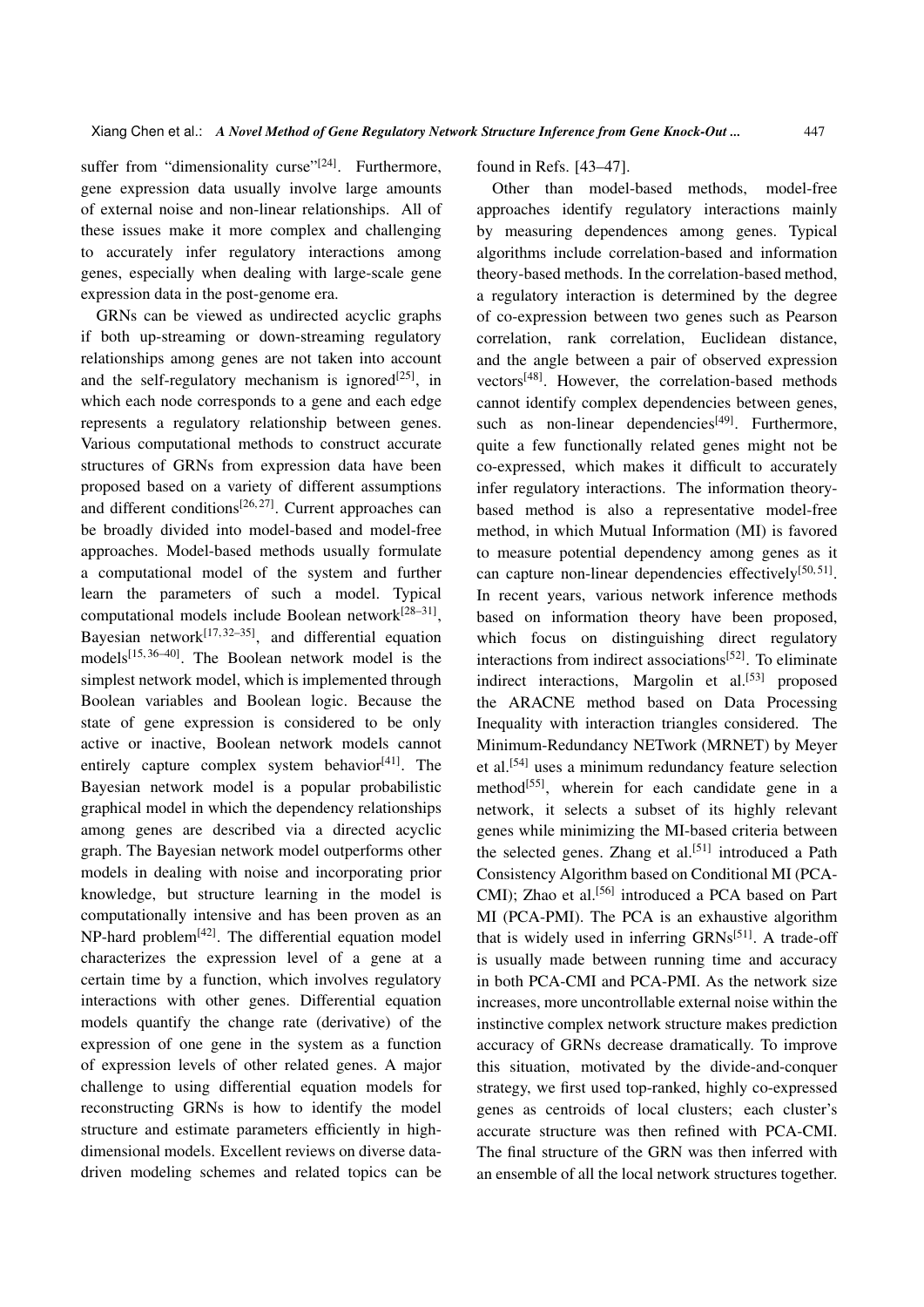suffer from "dimensionality curse"[24]. Furthermore, gene expression data usually involve large amounts of external noise and non-linear relationships. All of these issues make it more complex and challenging to accurately infer regulatory interactions among genes, especially when dealing with large-scale gene expression data in the post-genome era.

GRNs can be viewed as undirected acyclic graphs if both up-streaming or down-streaming regulatory relationships among genes are not taken into account and the self-regulatory mechanism is ignored[25], in which each node corresponds to a gene and each edge represents a regulatory relationship between genes. Various computational methods to construct accurate structures of GRNs from expression data have been proposed based on a variety of different assumptions and different conditions[26, 27]. Current approaches can be broadly divided into model-based and model-free approaches. Model-based methods usually formulate a computational model of the system and further learn the parameters of such a model. Typical computational models include Boolean network[28–31], Bayesian network[17, 32–35], and differential equation models[15, 36–40]. The Boolean network model is the simplest network model, which is implemented through Boolean variables and Boolean logic. Because the state of gene expression is considered to be only active or inactive, Boolean network models cannot entirely capture complex system behavior[41]. The Bayesian network model is a popular probabilistic graphical model in which the dependency relationships among genes are described via a directed acyclic graph. The Bayesian network model outperforms other models in dealing with noise and incorporating prior knowledge, but structure learning in the model is computationally intensive and has been proven as an NP-hard problem[42]. The differential equation model characterizes the expression level of a gene at a certain time by a function, which involves regulatory interactions with other genes. Differential equation models quantify the change rate (derivative) of the expression of one gene in the system as a function of expression levels of other related genes. A major challenge to using differential equation models for reconstructing GRNs is how to identify the model structure and estimate parameters efficiently in high-dimensional models. Excellent reviews on diverse data-driven modeling schemes and related topics can be found in Refs. [43–47].

Other than model-based methods, model-free approaches identify regulatory interactions mainly by measuring dependences among genes. Typical algorithms include correlation-based and information theory-based methods. In the correlation-based method, a regulatory interaction is determined by the degree of co-expression between two genes such as Pearson correlation, rank correlation, Euclidean distance, and the angle between a pair of observed expression vectors[48]. However, the correlation-based methods cannot identify complex dependencies between genes, such as non-linear dependencies[49]. Furthermore, quite a few functionally related genes might not be co-expressed, which makes it difficult to accurately infer regulatory interactions. The information theory-based method is also a representative model-free method, in which Mutual Information (MI) is favored to measure potential dependency among genes as it can capture non-linear dependencies effectively[50, 51]. In recent years, various network inference methods based on information theory have been proposed, which focus on distinguishing direct regulatory interactions from indirect associations[52]. To eliminate indirect interactions, Margolin et al.[53] proposed the ARACNE method based on Data Processing Inequality with interaction triangles considered. The Minimum-Redundancy NETwork (MRNET) by Meyer et al.[54] uses a minimum redundancy feature selection method[55], wherein for each candidate gene in a network, it selects a subset of its highly relevant genes while minimizing the MI-based criteria between the selected genes. Zhang et al.[51] introduced a Path Consistency Algorithm based on Conditional MI (PCA-CMI); Zhao et al.[56] introduced a PCA based on Part MI (PCA-PMI). The PCA is an exhaustive algorithm that is widely used in inferring GRNs[51]. A trade-off is usually made between running time and accuracy in both PCA-CMI and PCA-PMI. As the network size increases, more uncontrollable external noise within the instinctive complex network structure makes prediction accuracy of GRNs decrease dramatically. To improve this situation, motivated by the divide-and-conquer strategy, we first used top-ranked, highly co-expressed genes as centroids of local clusters; each cluster's accurate structure was then refined with PCA-CMI. The final structure of the GRN was then inferred with an ensemble of all the local network structures together.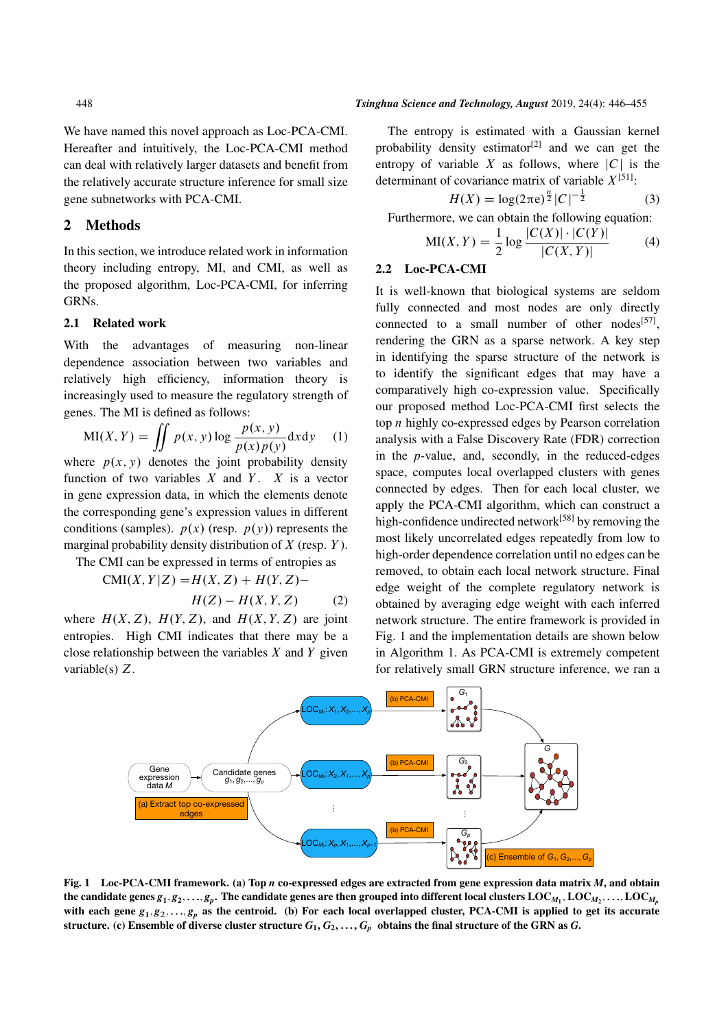We have named this novel approach as Loc-PCA-CMI. Hereafter and intuitively, the Loc-PCA-CMI method can deal with relatively larger datasets and benefit from the relatively accurate structure inference for small size gene subnetworks with PCA-CMI.

## 2 Methods

In this section, we introduce related work in information theory including entropy, MI, and CMI, as well as the proposed algorithm, Loc-PCA-CMI, for inferring GRNs.

### 2.1 Related work

With the advantages of measuring non-linear dependence association between two variables and relatively high efficiency, information theory is increasingly used to measure the regulatory strength of genes. The MI is defined as follows:

$$\mathrm{MI}(X,Y) = \iint p(x,y)\log\frac{p(x,y)}{p(x)p(y)}\mathrm{d}x\mathrm{d}y \tag{1}$$

where $p(x,y)$ denotes the joint probability density function of two variables $X$ and $Y$. $X$ is a vector in gene expression data, in which the elements denote the corresponding gene's expression values in different conditions (samples). $p(x)$ (resp. $p(y)$) represents the marginal probability density distribution of $X$ (resp. $Y$).

The CMI can be expressed in terms of entropies as

$$\mathrm{CMI}(X,Y|Z) = H(X,Z) + H(Y,Z) - H(Z) - H(X,Y,Z) \tag{2}$$

where $H(X,Z)$, $H(Y,Z)$, and $H(X,Y,Z)$ are joint entropies. High CMI indicates that there may be a close relationship between the variables $X$ and $Y$ given variable(s) $Z$.

The entropy is estimated with a Gaussian kernel probability density estimator[2] and we can get the entropy of variable $X$ as follows, where $|C|$ is the determinant of covariance matrix of variable $X$[51]:

$$H(X) = \log(2\pi\mathrm{e})^{\frac{n}{2}}|C|^{-\frac{1}{2}} \tag{3}$$

Furthermore, we can obtain the following equation:

$$\mathrm{MI}(X,Y) = \frac{1}{2}\log\frac{|C(X)|\cdot|C(Y)|}{|C(X,Y)|} \tag{4}$$

### 2.2 Loc-PCA-CMI

It is well-known that biological systems are seldom fully connected and most nodes are only directly connected to a small number of other nodes[57], rendering the GRN as a sparse network. A key step in identifying the sparse structure of the network is to identify the significant edges that may have a comparatively high co-expression value. Specifically our proposed method Loc-PCA-CMI first selects the top $n$ highly co-expressed edges by Pearson correlation analysis with a False Discovery Rate (FDR) correction in the $p$-value, and, secondly, in the reduced-edges space, computes local overlapped clusters with genes connected by edges. Then for each local cluster, we apply the PCA-CMI algorithm, which can construct a high-confidence undirected network[58] by removing the most likely uncorrelated edges repeatedly from low to high-order dependence correlation until no edges can be removed, to obtain each local network structure. Final edge weight of the complete regulatory network is obtained by averaging edge weight with each inferred network structure. The entire framework is provided in Fig. 1 and the implementation details are shown below in Algorithm 1. As PCA-CMI is extremely competent for relatively small GRN structure inference, we ran a

**Fig. 1 Loc-PCA-CMI framework. (a) Top $n$ co-expressed edges are extracted from gene expression data matrix $M$, and obtain the candidate genes $g_1, g_2, \ldots, g_p$. The candidate genes are then grouped into different local clusters $\mathrm{LOC}_{M_1}, \mathrm{LOC}_{M_2}, \ldots, \mathrm{LOC}_{M_p}$ with each gene $g_1, g_2, \ldots, g_p$ as the centroid. (b) For each local overlapped cluster, PCA-CMI is applied to get its accurate structure. (c) Ensemble of diverse cluster structure $G_1, G_2, \ldots, G_p$ obtains the final structure of the GRN as $G$.**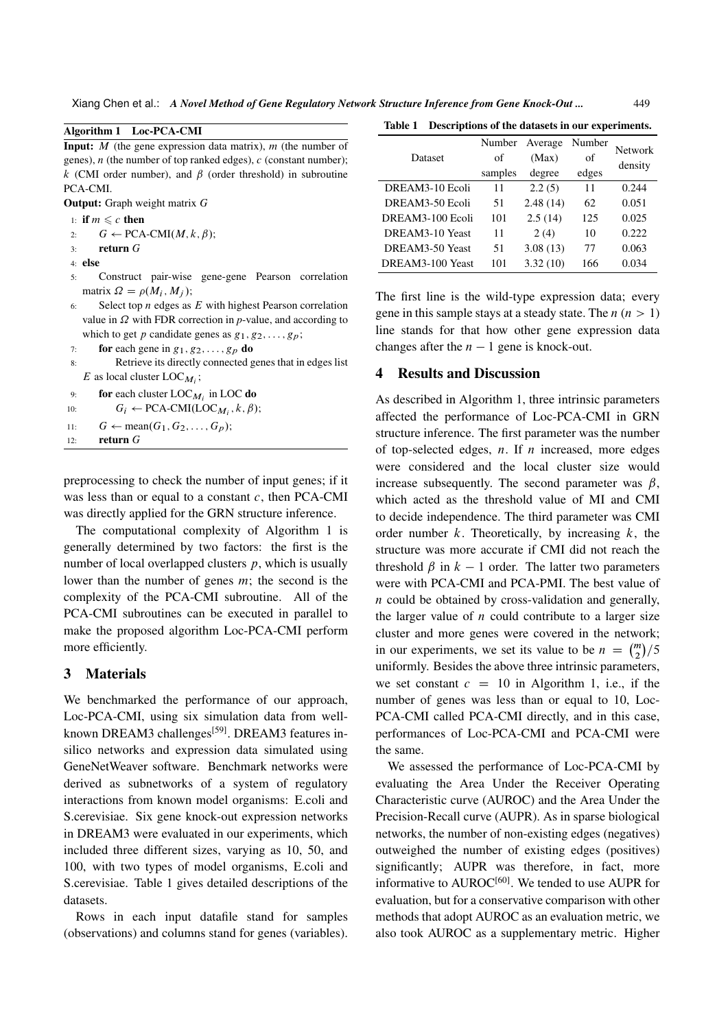**Algorithm 1 Loc-PCA-CMI**

**Input:** $M$ (the gene expression data matrix), $m$ (the number of genes), $n$ (the number of top ranked edges), $c$ (constant number); $k$ (CMI order number), and $\beta$ (order threshold) in subroutine PCA-CMI.

**Output:** Graph weight matrix $G$

1: **if** $m \leqslant c$ **then**
2: $\quad G \leftarrow$ PCA-CMI($M, k, \beta$);
3: $\quad$ **return** $G$
4: **else**
5: $\quad$ Construct pair-wise gene-gene Pearson correlation matrix $\Omega = \rho(M_i, M_j)$;
6: $\quad$ Select top $n$ edges as $E$ with highest Pearson correlation value in $\Omega$ with FDR correction in $p$-value, and according to which to get $p$ candidate genes as $g_1, g_2, \ldots, g_p$;
7: $\quad$ **for** each gene in $g_1, g_2, \ldots, g_p$ **do**
8: $\quad\quad$ Retrieve its directly connected genes that in edges list $E$ as local cluster $\text{LOC}_{M_i}$;
9: $\quad$ **for** each cluster $\text{LOC}_{M_i}$ in LOC **do**
10: $\quad\quad G_i \leftarrow$ PCA-CMI($\text{LOC}_{M_i}, k, \beta$);
11: $\quad G \leftarrow \text{mean}(G_1, G_2, \ldots, G_p)$;
12: $\quad$ **return** $G$

preprocessing to check the number of input genes; if it was less than or equal to a constant $c$, then PCA-CMI was directly applied for the GRN structure inference.

The computational complexity of Algorithm 1 is generally determined by two factors: the first is the number of local overlapped clusters $p$, which is usually lower than the number of genes $m$; the second is the complexity of the PCA-CMI subroutine. All of the PCA-CMI subroutines can be executed in parallel to make the proposed algorithm Loc-PCA-CMI perform more efficiently.

## 3 Materials

We benchmarked the performance of our approach, Loc-PCA-CMI, using six simulation data from well-known DREAM3 challenges[59]. DREAM3 features in-silico networks and expression data simulated using GeneNetWeaver software. Benchmark networks were derived as subnetworks of a system of regulatory interactions from known model organisms: E.coli and S.cerevisiae. Six gene knock-out expression networks in DREAM3 were evaluated in our experiments, which included three different sizes, varying as 10, 50, and 100, with two types of model organisms, E.coli and S.cerevisiae. Table 1 gives detailed descriptions of the datasets.

Rows in each input datafile stand for samples (observations) and columns stand for genes (variables).

**Table 1 Descriptions of the datasets in our experiments.**

| Dataset | Number of samples | Average (Max) degree | Number of edges | Network density |
|---|---|---|---|---|
| DREAM3-10 Ecoli | 11 | 2.2 (5) | 11 | 0.244 |
| DREAM3-50 Ecoli | 51 | 2.48 (14) | 62 | 0.051 |
| DREAM3-100 Ecoli | 101 | 2.5 (14) | 125 | 0.025 |
| DREAM3-10 Yeast | 11 | 2 (4) | 10 | 0.222 |
| DREAM3-50 Yeast | 51 | 3.08 (13) | 77 | 0.063 |
| DREAM3-100 Yeast | 101 | 3.32 (10) | 166 | 0.034 |

The first line is the wild-type expression data; every gene in this sample stays at a steady state. The $n$ ($n > 1$) line stands for that how other gene expression data changes after the $n - 1$ gene is knock-out.

## 4 Results and Discussion

As described in Algorithm 1, three intrinsic parameters affected the performance of Loc-PCA-CMI in GRN structure inference. The first parameter was the number of top-selected edges, $n$. If $n$ increased, more edges were considered and the local cluster size would increase subsequently. The second parameter was $\beta$, which acted as the threshold value of MI and CMI to decide independence. The third parameter was CMI order number $k$. Theoretically, by increasing $k$, the structure was more accurate if CMI did not reach the threshold $\beta$ in $k - 1$ order. The latter two parameters were with PCA-CMI and PCA-PMI. The best value of $n$ could be obtained by cross-validation and generally, the larger value of $n$ could contribute to a larger size cluster and more genes were covered in the network; in our experiments, we set its value to be $n = \binom{m}{2}/5$ uniformly. Besides the above three intrinsic parameters, we set constant $c = 10$ in Algorithm 1, i.e., if the number of genes was less than or equal to 10, Loc-PCA-CMI called PCA-CMI directly, and in this case, performances of Loc-PCA-CMI and PCA-CMI were the same.

We assessed the performance of Loc-PCA-CMI by evaluating the Area Under the Receiver Operating Characteristic curve (AUROC) and the Area Under the Precision-Recall curve (AUPR). As in sparse biological networks, the number of non-existing edges (negatives) outweighed the number of existing edges (positives) significantly; AUPR was therefore, in fact, more informative to AUROC[60]. We tended to use AUPR for evaluation, but for a conservative comparison with other methods that adopt AUROC as an evaluation metric, we also took AUROC as a supplementary metric. Higher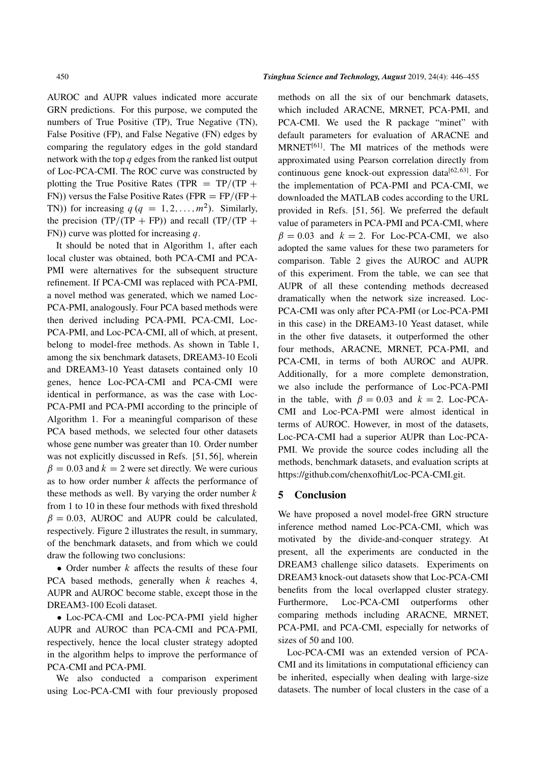AUROC and AUPR values indicated more accurate GRN predictions. For this purpose, we computed the numbers of True Positive (TP), True Negative (TN), False Positive (FP), and False Negative (FN) edges by comparing the regulatory edges in the gold standard network with the top $q$ edges from the ranked list output of Loc-PCA-CMI. The ROC curve was constructed by plotting the True Positive Rates (TPR $=$ TP$/$(TP $+$ FN)) versus the False Positive Rates (FPR $=$ FP$/$(FP$+$ TN)) for increasing $q\,(q = 1, 2, \ldots, m^2)$. Similarly, the precision (TP$/$(TP $+$ FP)) and recall (TP$/$(TP $+$ FN)) curve was plotted for increasing $q$.

It should be noted that in Algorithm 1, after each local cluster was obtained, both PCA-CMI and PCA-PMI were alternatives for the subsequent structure refinement. If PCA-CMI was replaced with PCA-PMI, a novel method was generated, which we named Loc-PCA-PMI, analogously. Four PCA based methods were then derived including PCA-PMI, PCA-CMI, Loc-PCA-PMI, and Loc-PCA-CMI, all of which, at present, belong to model-free methods. As shown in Table 1, among the six benchmark datasets, DREAM3-10 Ecoli and DREAM3-10 Yeast datasets contained only 10 genes, hence Loc-PCA-CMI and PCA-CMI were identical in performance, as was the case with Loc-PCA-PMI and PCA-PMI according to the principle of Algorithm 1. For a meaningful comparison of these PCA based methods, we selected four other datasets whose gene number was greater than 10. Order number was not explicitly discussed in Refs. [51, 56], wherein $\beta = 0.03$ and $k = 2$ were set directly. We were curious as to how order number $k$ affects the performance of these methods as well. By varying the order number $k$ from 1 to 10 in these four methods with fixed threshold $\beta = 0.03$, AUROC and AUPR could be calculated, respectively. Figure 2 illustrates the result, in summary, of the benchmark datasets, and from which we could draw the following two conclusions:

- Order number $k$ affects the results of these four PCA based methods, generally when $k$ reaches 4, AUPR and AUROC become stable, except those in the DREAM3-100 Ecoli dataset.
- Loc-PCA-CMI and Loc-PCA-PMI yield higher AUPR and AUROC than PCA-CMI and PCA-PMI, respectively, hence the local cluster strategy adopted in the algorithm helps to improve the performance of PCA-CMI and PCA-PMI.

We also conducted a comparison experiment using Loc-PCA-CMI with four previously proposed methods on all the six of our benchmark datasets, which included ARACNE, MRNET, PCA-PMI, and PCA-CMI. We used the R package "minet" with default parameters for evaluation of ARACNE and MRNET[61]. The MI matrices of the methods were approximated using Pearson correlation directly from continuous gene knock-out expression data[62, 63]. For the implementation of PCA-PMI and PCA-CMI, we downloaded the MATLAB codes according to the URL provided in Refs. [51, 56]. We preferred the default value of parameters in PCA-PMI and PCA-CMI, where $\beta = 0.03$ and $k = 2$. For Loc-PCA-CMI, we also adopted the same values for these two parameters for comparison. Table 2 gives the AUROC and AUPR of this experiment. From the table, we can see that AUPR of all these contending methods decreased dramatically when the network size increased. Loc-PCA-CMI was only after PCA-PMI (or Loc-PCA-PMI in this case) in the DREAM3-10 Yeast dataset, while in the other five datasets, it outperformed the other four methods, ARACNE, MRNET, PCA-PMI, and PCA-CMI, in terms of both AUROC and AUPR. Additionally, for a more complete demonstration, we also include the performance of Loc-PCA-PMI in the table, with $\beta = 0.03$ and $k = 2$. Loc-PCA-CMI and Loc-PCA-PMI were almost identical in terms of AUROC. However, in most of the datasets, Loc-PCA-CMI had a superior AUPR than Loc-PCA-PMI. We provide the source codes including all the methods, benchmark datasets, and evaluation scripts at https://github.com/chenxofhit/Loc-PCA-CMI.git.

## 5 Conclusion

We have proposed a novel model-free GRN structure inference method named Loc-PCA-CMI, which was motivated by the divide-and-conquer strategy. At present, all the experiments are conducted in the DREAM3 challenge silico datasets. Experiments on DREAM3 knock-out datasets show that Loc-PCA-CMI benefits from the local overlapped cluster strategy. Furthermore, Loc-PCA-CMI outperforms other comparing methods including ARACNE, MRNET, PCA-PMI, and PCA-CMI, especially for networks of sizes of 50 and 100.

Loc-PCA-CMI was an extended version of PCA-CMI and its limitations in computational efficiency can be inherited, especially when dealing with large-size datasets. The number of local clusters in the case of a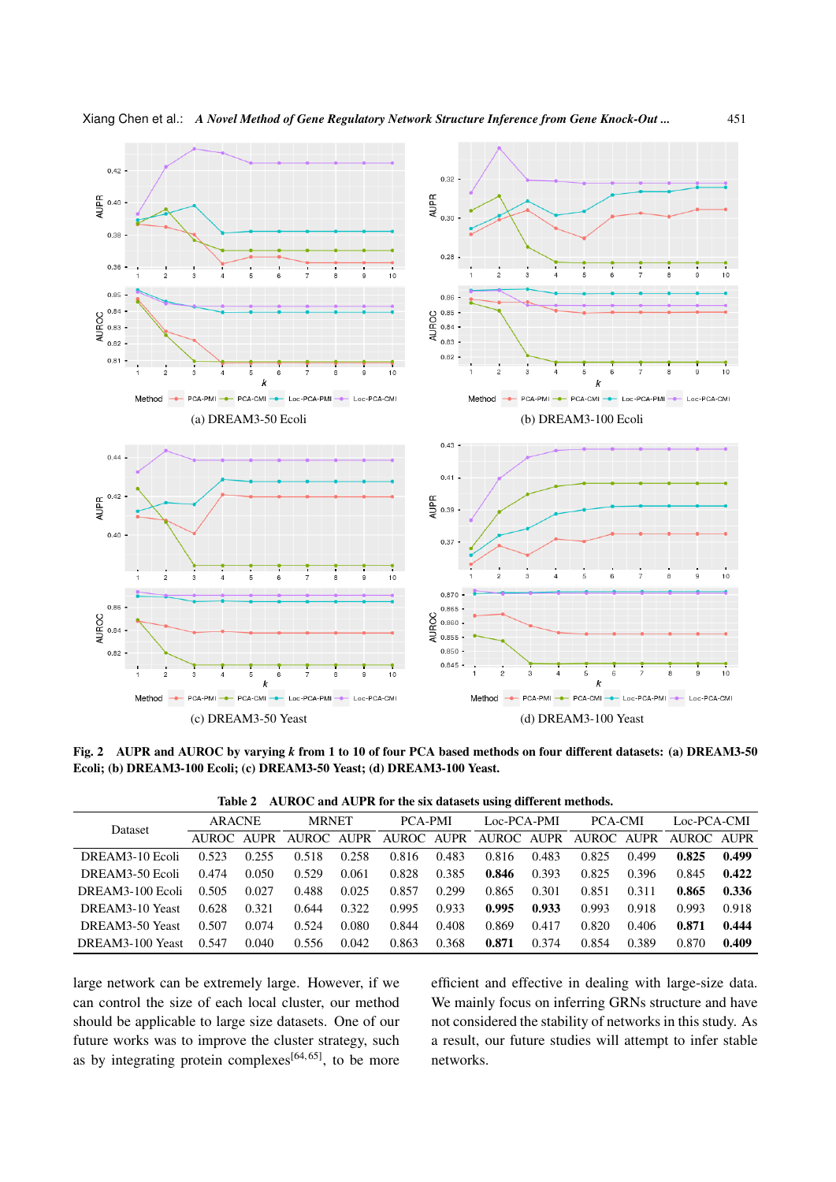**Fig. 2 AUPR and AUROC by varying *k* from 1 to 10 of four PCA based methods on four different datasets: (a) DREAM3-50 Ecoli; (b) DREAM3-100 Ecoli; (c) DREAM3-50 Yeast; (d) DREAM3-100 Yeast.**

**Table 2 AUROC and AUPR for the six datasets using different methods.**

| Dataset | ARACNE | | MRNET | | PCA-PMI | | Loc-PCA-PMI | | PCA-CMI | | Loc-PCA-CMI | |
|---|---|---|---|---|---|---|---|---|---|---|---|---|
| | AUROC | AUPR | AUROC | AUPR | AUROC | AUPR | AUROC | AUPR | AUROC | AUPR | AUROC | AUPR |
| DREAM3-10 Ecoli | 0.523 | 0.255 | 0.518 | 0.258 | 0.816 | 0.483 | 0.816 | 0.483 | 0.825 | 0.499 | **0.825** | **0.499** |
| DREAM3-50 Ecoli | 0.474 | 0.050 | 0.529 | 0.061 | 0.828 | 0.385 | **0.846** | 0.393 | 0.825 | 0.396 | 0.845 | **0.422** |
| DREAM3-100 Ecoli | 0.505 | 0.027 | 0.488 | 0.025 | 0.857 | 0.299 | 0.865 | 0.301 | 0.851 | 0.311 | **0.865** | **0.336** |
| DREAM3-10 Yeast | 0.628 | 0.321 | 0.644 | 0.322 | 0.995 | 0.933 | **0.995** | **0.933** | 0.993 | 0.918 | 0.993 | 0.918 |
| DREAM3-50 Yeast | 0.507 | 0.074 | 0.524 | 0.080 | 0.844 | 0.408 | 0.869 | 0.417 | 0.820 | 0.406 | **0.871** | **0.444** |
| DREAM3-100 Yeast | 0.547 | 0.040 | 0.556 | 0.042 | 0.863 | 0.368 | **0.871** | 0.374 | 0.854 | 0.389 | 0.870 | **0.409** |

large network can be extremely large. However, if we can control the size of each local cluster, our method should be applicable to large size datasets. One of our future works was to improve the cluster strategy, such as by integrating protein complexes[64,65], to be more efficient and effective in dealing with large-size data. We mainly focus on inferring GRNs structure and have not considered the stability of networks in this study. As a result, our future studies will attempt to infer stable networks.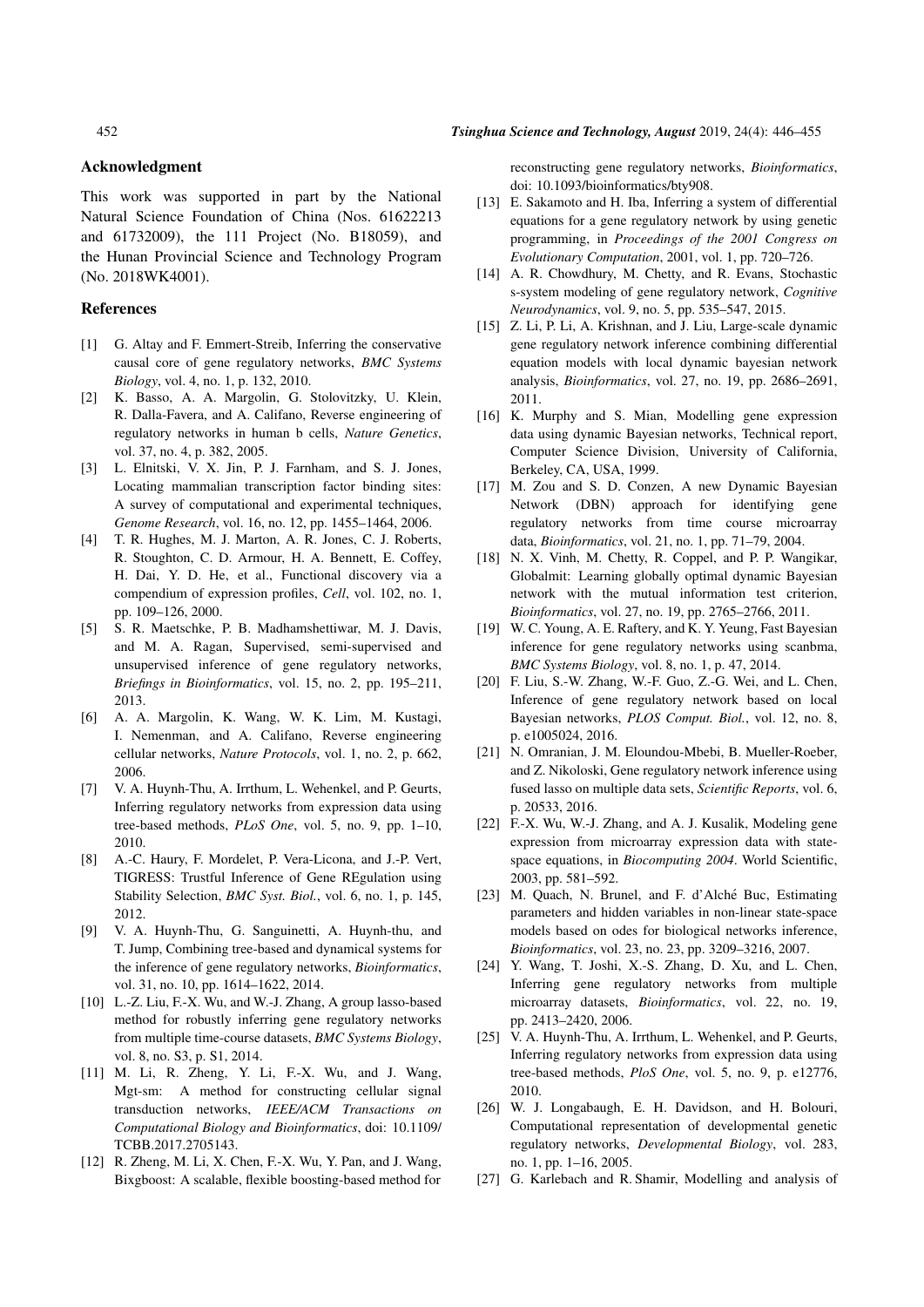## Acknowledgment

This work was supported in part by the National Natural Science Foundation of China (Nos. 61622213 and 61732009), the 111 Project (No. B18059), and the Hunan Provincial Science and Technology Program (No. 2018WK4001).

## References

[1] G. Altay and F. Emmert-Streib, Inferring the conservative causal core of gene regulatory networks, *BMC Systems Biology*, vol. 4, no. 1, p. 132, 2010.

[2] K. Basso, A. A. Margolin, G. Stolovitzky, U. Klein, R. Dalla-Favera, and A. Califano, Reverse engineering of regulatory networks in human b cells, *Nature Genetics*, vol. 37, no. 4, p. 382, 2005.

[3] L. Elnitski, V. X. Jin, P. J. Farnham, and S. J. Jones, Locating mammalian transcription factor binding sites: A survey of computational and experimental techniques, *Genome Research*, vol. 16, no. 12, pp. 1455–1464, 2006.

[4] T. R. Hughes, M. J. Marton, A. R. Jones, C. J. Roberts, R. Stoughton, C. D. Armour, H. A. Bennett, E. Coffey, H. Dai, Y. D. He, et al., Functional discovery via a compendium of expression profiles, *Cell*, vol. 102, no. 1, pp. 109–126, 2000.

[5] S. R. Maetschke, P. B. Madhamshettiwar, M. J. Davis, and M. A. Ragan, Supervised, semi-supervised and unsupervised inference of gene regulatory networks, *Briefings in Bioinformatics*, vol. 15, no. 2, pp. 195–211, 2013.

[6] A. A. Margolin, K. Wang, W. K. Lim, M. Kustagi, I. Nemenman, and A. Califano, Reverse engineering cellular networks, *Nature Protocols*, vol. 1, no. 2, p. 662, 2006.

[7] V. A. Huynh-Thu, A. Irrthum, L. Wehenkel, and P. Geurts, Inferring regulatory networks from expression data using tree-based methods, *PLoS One*, vol. 5, no. 9, pp. 1–10, 2010.

[8] A.-C. Haury, F. Mordelet, P. Vera-Licona, and J.-P. Vert, TIGRESS: Trustful Inference of Gene REgulation using Stability Selection, *BMC Syst. Biol.*, vol. 6, no. 1, p. 145, 2012.

[9] V. A. Huynh-Thu, G. Sanguinetti, A. Huynh-thu, and T. Jump, Combining tree-based and dynamical systems for the inference of gene regulatory networks, *Bioinformatics*, vol. 31, no. 10, pp. 1614–1622, 2014.

[10] L.-Z. Liu, F.-X. Wu, and W.-J. Zhang, A group lasso-based method for robustly inferring gene regulatory networks from multiple time-course datasets, *BMC Systems Biology*, vol. 8, no. S3, p. S1, 2014.

[11] M. Li, R. Zheng, Y. Li, F.-X. Wu, and J. Wang, Mgt-sm: A method for constructing cellular signal transduction networks, *IEEE/ACM Transactions on Computational Biology and Bioinformatics*, doi: 10.1109/TCBB.2017.2705143.

[12] R. Zheng, M. Li, X. Chen, F.-X. Wu, Y. Pan, and J. Wang, Bixgboost: A scalable, flexible boosting-based method for reconstructing gene regulatory networks, *Bioinformatics*, doi: 10.1093/bioinformatics/bty908.

[13] E. Sakamoto and H. Iba, Inferring a system of differential equations for a gene regulatory network by using genetic programming, in *Proceedings of the 2001 Congress on Evolutionary Computation*, 2001, vol. 1, pp. 720–726.

[14] A. R. Chowdhury, M. Chetty, and R. Evans, Stochastic s-system modeling of gene regulatory network, *Cognitive Neurodynamics*, vol. 9, no. 5, pp. 535–547, 2015.

[15] Z. Li, P. Li, A. Krishnan, and J. Liu, Large-scale dynamic gene regulatory network inference combining differential equation models with local dynamic bayesian network analysis, *Bioinformatics*, vol. 27, no. 19, pp. 2686–2691, 2011.

[16] K. Murphy and S. Mian, Modelling gene expression data using dynamic Bayesian networks, Technical report, Computer Science Division, University of California, Berkeley, CA, USA, 1999.

[17] M. Zou and S. D. Conzen, A new Dynamic Bayesian Network (DBN) approach for identifying gene regulatory networks from time course microarray data, *Bioinformatics*, vol. 21, no. 1, pp. 71–79, 2004.

[18] N. X. Vinh, M. Chetty, R. Coppel, and P. P. Wangikar, Globalmit: Learning globally optimal dynamic Bayesian network with the mutual information test criterion, *Bioinformatics*, vol. 27, no. 19, pp. 2765–2766, 2011.

[19] W. C. Young, A. E. Raftery, and K. Y. Yeung, Fast Bayesian inference for gene regulatory networks using scanbma, *BMC Systems Biology*, vol. 8, no. 1, p. 47, 2014.

[20] F. Liu, S.-W. Zhang, W.-F. Guo, Z.-G. Wei, and L. Chen, Inference of gene regulatory network based on local Bayesian networks, *PLOS Comput. Biol.*, vol. 12, no. 8, p. e1005024, 2016.

[21] N. Omranian, J. M. Eloundou-Mbebi, B. Mueller-Roeber, and Z. Nikoloski, Gene regulatory network inference using fused lasso on multiple data sets, *Scientific Reports*, vol. 6, p. 20533, 2016.

[22] F.-X. Wu, W.-J. Zhang, and A. J. Kusalik, Modeling gene expression from microarray expression data with state-space equations, in *Biocomputing 2004*. World Scientific, 2003, pp. 581–592.

[23] M. Quach, N. Brunel, and F. d'Alché Buc, Estimating parameters and hidden variables in non-linear state-space models based on odes for biological networks inference, *Bioinformatics*, vol. 23, no. 23, pp. 3209–3216, 2007.

[24] Y. Wang, T. Joshi, X.-S. Zhang, D. Xu, and L. Chen, Inferring gene regulatory networks from multiple microarray datasets, *Bioinformatics*, vol. 22, no. 19, pp. 2413–2420, 2006.

[25] V. A. Huynh-Thu, A. Irrthum, L. Wehenkel, and P. Geurts, Inferring regulatory networks from expression data using tree-based methods, *PloS One*, vol. 5, no. 9, p. e12776, 2010.

[26] W. J. Longabaugh, E. H. Davidson, and H. Bolouri, Computational representation of developmental genetic regulatory networks, *Developmental Biology*, vol. 283, no. 1, pp. 1–16, 2005.

[27] G. Karlebach and R. Shamir, Modelling and analysis of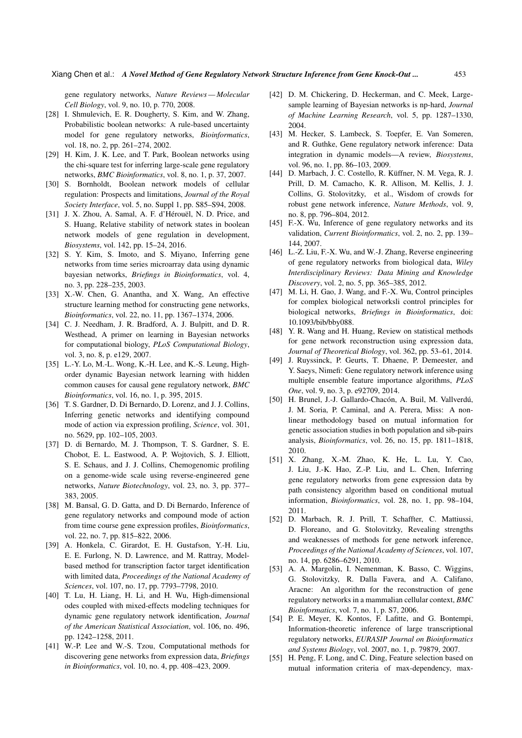gene regulatory networks, *Nature Reviews — Molecular Cell Biology*, vol. 9, no. 10, p. 770, 2008.

[28] I. Shmulevich, E. R. Dougherty, S. Kim, and W. Zhang, Probabilistic boolean networks: A rule-based uncertainty model for gene regulatory networks, *Bioinformatics*, vol. 18, no. 2, pp. 261–274, 2002.

[29] H. Kim, J. K. Lee, and T. Park, Boolean networks using the chi-square test for inferring large-scale gene regulatory networks, *BMC Bioinformatics*, vol. 8, no. 1, p. 37, 2007.

[30] S. Bornholdt, Boolean network models of cellular regulation: Prospects and limitations, *Journal of the Royal Society Interface*, vol. 5, no. Suppl 1, pp. S85–S94, 2008.

[31] J. X. Zhou, A. Samal, A. F. d'Hérouël, N. D. Price, and S. Huang, Relative stability of network states in boolean network models of gene regulation in development, *Biosystems*, vol. 142, pp. 15–24, 2016.

[32] S. Y. Kim, S. Imoto, and S. Miyano, Inferring gene networks from time series microarray data using dynamic bayesian networks, *Briefings in Bioinformatics*, vol. 4, no. 3, pp. 228–235, 2003.

[33] X.-W. Chen, G. Anantha, and X. Wang, An effective structure learning method for constructing gene networks, *Bioinformatics*, vol. 22, no. 11, pp. 1367–1374, 2006.

[34] C. J. Needham, J. R. Bradford, A. J. Bulpitt, and D. R. Westhead, A primer on learning in Bayesian networks for computational biology, *PLoS Computational Biology*, vol. 3, no. 8, p. e129, 2007.

[35] L.-Y. Lo, M.-L. Wong, K.-H. Lee, and K.-S. Leung, High-order dynamic Bayesian network learning with hidden common causes for causal gene regulatory network, *BMC Bioinformatics*, vol. 16, no. 1, p. 395, 2015.

[36] T. S. Gardner, D. Di Bernardo, D. Lorenz, and J. J. Collins, Inferring genetic networks and identifying compound mode of action via expression profiling, *Science*, vol. 301, no. 5629, pp. 102–105, 2003.

[37] D. di Bernardo, M. J. Thompson, T. S. Gardner, S. E. Chobot, E. L. Eastwood, A. P. Wojtovich, S. J. Elliott, S. E. Schaus, and J. J. Collins, Chemogenomic profiling on a genome-wide scale using reverse-engineered gene networks, *Nature Biotechnology*, vol. 23, no. 3, pp. 377–383, 2005.

[38] M. Bansal, G. D. Gatta, and D. Di Bernardo, Inference of gene regulatory networks and compound mode of action from time course gene expression profiles, *Bioinformatics*, vol. 22, no. 7, pp. 815–822, 2006.

[39] A. Honkela, C. Girardot, E. H. Gustafson, Y.-H. Liu, E. E. Furlong, N. D. Lawrence, and M. Rattray, Model-based method for transcription factor target identification with limited data, *Proceedings of the National Academy of Sciences*, vol. 107, no. 17, pp. 7793–7798, 2010.

[40] T. Lu, H. Liang, H. Li, and H. Wu, High-dimensional odes coupled with mixed-effects modeling techniques for dynamic gene regulatory network identification, *Journal of the American Statistical Association*, vol. 106, no. 496, pp. 1242–1258, 2011.

[41] W.-P. Lee and W.-S. Tzou, Computational methods for discovering gene networks from expression data, *Briefings in Bioinformatics*, vol. 10, no. 4, pp. 408–423, 2009.

[42] D. M. Chickering, D. Heckerman, and C. Meek, Large-sample learning of Bayesian networks is np-hard, *Journal of Machine Learning Research*, vol. 5, pp. 1287–1330, 2004.

[43] M. Hecker, S. Lambeck, S. Toepfer, E. Van Someren, and R. Guthke, Gene regulatory network inference: Data integration in dynamic models—A review, *Biosystems*, vol. 96, no. 1, pp. 86–103, 2009.

[44] D. Marbach, J. C. Costello, R. Küffner, N. M. Vega, R. J. Prill, D. M. Camacho, K. R. Allison, M. Kellis, J. J. Collins, G. Stolovitzky, et al., Wisdom of crowds for robust gene network inference, *Nature Methods*, vol. 9, no. 8, pp. 796–804, 2012.

[45] F.-X. Wu, Inference of gene regulatory networks and its validation, *Current Bioinformatics*, vol. 2, no. 2, pp. 139–144, 2007.

[46] L.-Z. Liu, F.-X. Wu, and W.-J. Zhang, Reverse engineering of gene regulatory networks from biological data, *Wiley Interdisciplinary Reviews: Data Mining and Knowledge Discovery*, vol. 2, no. 5, pp. 365–385, 2012.

[47] M. Li, H. Gao, J. Wang, and F.-X. Wu, Control principles for complex biological networksli control principles for biological networks, *Briefings in Bioinformatics*, doi: 10.1093/bib/bby088.

[48] Y. R. Wang and H. Huang, Review on statistical methods for gene network reconstruction using expression data, *Journal of Theoretical Biology*, vol. 362, pp. 53–61, 2014.

[49] J. Ruyssinck, P. Geurts, T. Dhaene, P. Demeester, and Y. Saeys, Nimefi: Gene regulatory network inference using multiple ensemble feature importance algorithms, *PLoS One*, vol. 9, no. 3, p. e92709, 2014.

[50] H. Brunel, J.-J. Gallardo-Chacón, A. Buil, M. Vallverdú, J. M. Soria, P. Caminal, and A. Perera, Miss: A non-linear methodology based on mutual information for genetic association studies in both population and sib-pairs analysis, *Bioinformatics*, vol. 26, no. 15, pp. 1811–1818, 2010.

[51] X. Zhang, X.-M. Zhao, K. He, L. Lu, Y. Cao, J. Liu, J.-K. Hao, Z.-P. Liu, and L. Chen, Inferring gene regulatory networks from gene expression data by path consistency algorithm based on conditional mutual information, *Bioinformatics*, vol. 28, no. 1, pp. 98–104, 2011.

[52] D. Marbach, R. J. Prill, T. Schaffter, C. Mattiussi, D. Floreano, and G. Stolovitzky, Revealing strengths and weaknesses of methods for gene network inference, *Proceedings of the National Academy of Sciences*, vol. 107, no. 14, pp. 6286–6291, 2010.

[53] A. A. Margolin, I. Nemenman, K. Basso, C. Wiggins, G. Stolovitzky, R. Dalla Favera, and A. Califano, Aracne: An algorithm for the reconstruction of gene regulatory networks in a mammalian cellular context, *BMC Bioinformatics*, vol. 7, no. 1, p. S7, 2006.

[54] P. E. Meyer, K. Kontos, F. Lafitte, and G. Bontempi, Information-theoretic inference of large transcriptional regulatory networks, *EURASIP Journal on Bioinformatics and Systems Biology*, vol. 2007, no. 1, p. 79879, 2007.

[55] H. Peng, F. Long, and C. Ding, Feature selection based on mutual information criteria of max-dependency, max-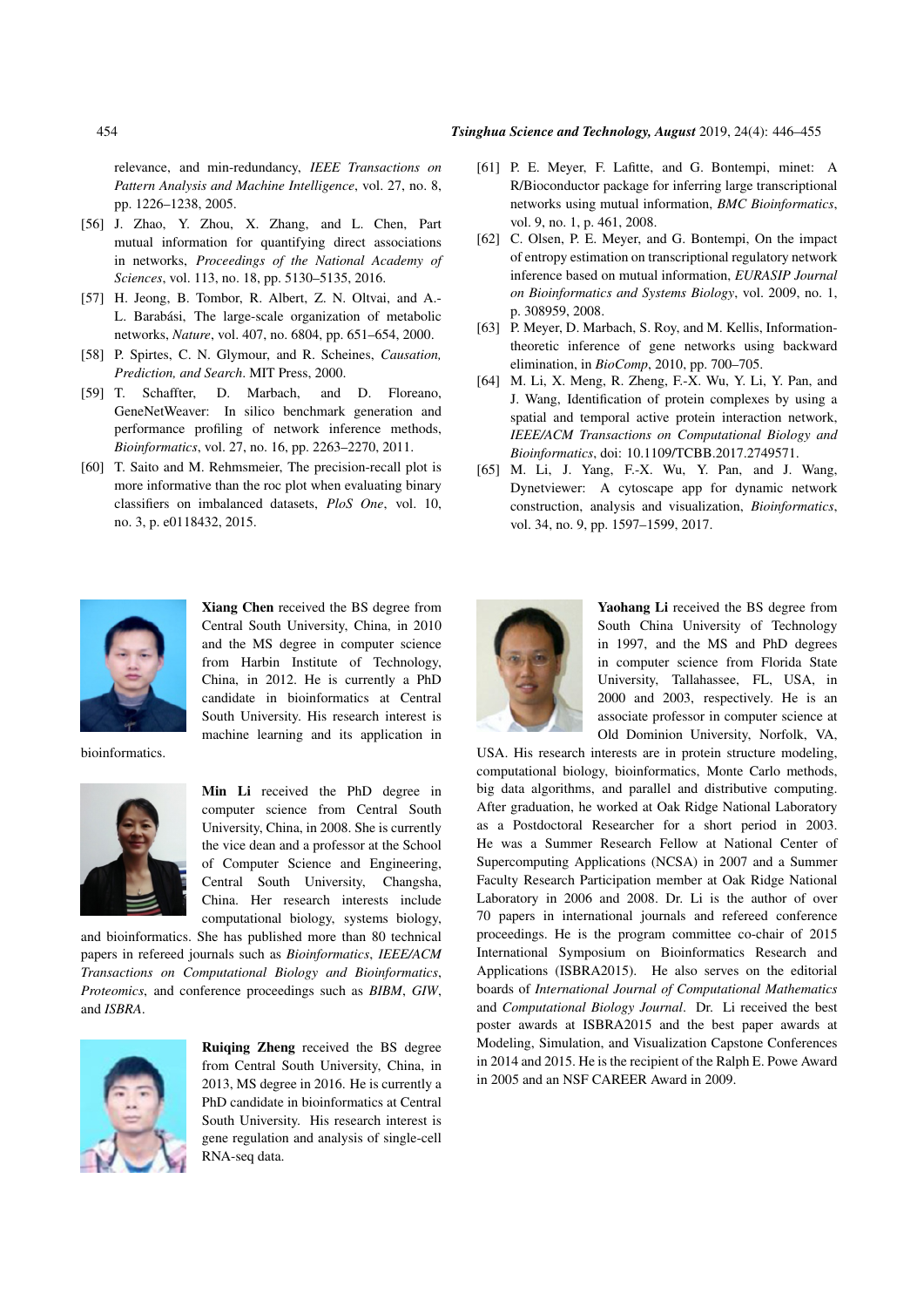relevance, and min-redundancy, *IEEE Transactions on Pattern Analysis and Machine Intelligence*, vol. 27, no. 8, pp. 1226–1238, 2005.

[56] J. Zhao, Y. Zhou, X. Zhang, and L. Chen, Part mutual information for quantifying direct associations in networks, *Proceedings of the National Academy of Sciences*, vol. 113, no. 18, pp. 5130–5135, 2016.

[57] H. Jeong, B. Tombor, R. Albert, Z. N. Oltvai, and A.-L. Barabási, The large-scale organization of metabolic networks, *Nature*, vol. 407, no. 6804, pp. 651–654, 2000.

[58] P. Spirtes, C. N. Glymour, and R. Scheines, *Causation, Prediction, and Search*. MIT Press, 2000.

[59] T. Schaffter, D. Marbach, and D. Floreano, GeneNetWeaver: In silico benchmark generation and performance profiling of network inference methods, *Bioinformatics*, vol. 27, no. 16, pp. 2263–2270, 2011.

[60] T. Saito and M. Rehmsmeier, The precision-recall plot is more informative than the roc plot when evaluating binary classifiers on imbalanced datasets, *PloS One*, vol. 10, no. 3, p. e0118432, 2015.

[61] P. E. Meyer, F. Lafitte, and G. Bontempi, minet: A R/Bioconductor package for inferring large transcriptional networks using mutual information, *BMC Bioinformatics*, vol. 9, no. 1, p. 461, 2008.

[62] C. Olsen, P. E. Meyer, and G. Bontempi, On the impact of entropy estimation on transcriptional regulatory network inference based on mutual information, *EURASIP Journal on Bioinformatics and Systems Biology*, vol. 2009, no. 1, p. 308959, 2008.

[63] P. Meyer, D. Marbach, S. Roy, and M. Kellis, Information-theoretic inference of gene networks using backward elimination, in *BioComp*, 2010, pp. 700–705.

[64] M. Li, X. Meng, R. Zheng, F.-X. Wu, Y. Li, Y. Pan, and J. Wang, Identification of protein complexes by using a spatial and temporal active protein interaction network, *IEEE/ACM Transactions on Computational Biology and Bioinformatics*, doi: 10.1109/TCBB.2017.2749571.

[65] M. Li, J. Yang, F.-X. Wu, Y. Pan, and J. Wang, Dynetviewer: A cytoscape app for dynamic network construction, analysis and visualization, *Bioinformatics*, vol. 34, no. 9, pp. 1597–1599, 2017.

**Xiang Chen** received the BS degree from Central South University, China, in 2010 and the MS degree in computer science from Harbin Institute of Technology, China, in 2012. He is currently a PhD candidate in bioinformatics at Central South University. His research interest is machine learning and its application in bioinformatics.

**Min Li** received the PhD degree in computer science from Central South University, China, in 2008. She is currently the vice dean and a professor at the School of Computer Science and Engineering, Central South University, Changsha, China. Her research interests include computational biology, systems biology, and bioinformatics. She has published more than 80 technical papers in refereed journals such as *Bioinformatics*, *IEEE/ACM Transactions on Computational Biology and Bioinformatics*, *Proteomics*, and conference proceedings such as *BIBM*, *GIW*, and *ISBRA*.

**Ruiqing Zheng** received the BS degree from Central South University, China, in 2013, MS degree in 2016. He is currently a PhD candidate in bioinformatics at Central South University. His research interest is gene regulation and analysis of single-cell RNA-seq data.

**Yaohang Li** received the BS degree from South China University of Technology in 1997, and the MS and PhD degrees in computer science from Florida State University, Tallahassee, FL, USA, in 2000 and 2003, respectively. He is an associate professor in computer science at Old Dominion University, Norfolk, VA, USA. His research interests are in protein structure modeling, computational biology, bioinformatics, Monte Carlo methods, big data algorithms, and parallel and distributive computing. After graduation, he worked at Oak Ridge National Laboratory as a Postdoctoral Researcher for a short period in 2003. He was a Summer Research Fellow at National Center of Supercomputing Applications (NCSA) in 2007 and a Summer Faculty Research Participation member at Oak Ridge National Laboratory in 2006 and 2008. Dr. Li is the author of over 70 papers in international journals and refereed conference proceedings. He is the program committee co-chair of 2015 International Symposium on Bioinformatics Research and Applications (ISBRA2015). He also serves on the editorial boards of *International Journal of Computational Mathematics* and *Computational Biology Journal*. Dr. Li received the best poster awards at ISBRA2015 and the best paper awards at Modeling, Simulation, and Visualization Capstone Conferences in 2014 and 2015. He is the recipient of the Ralph E. Powe Award in 2005 and an NSF CAREER Award in 2009.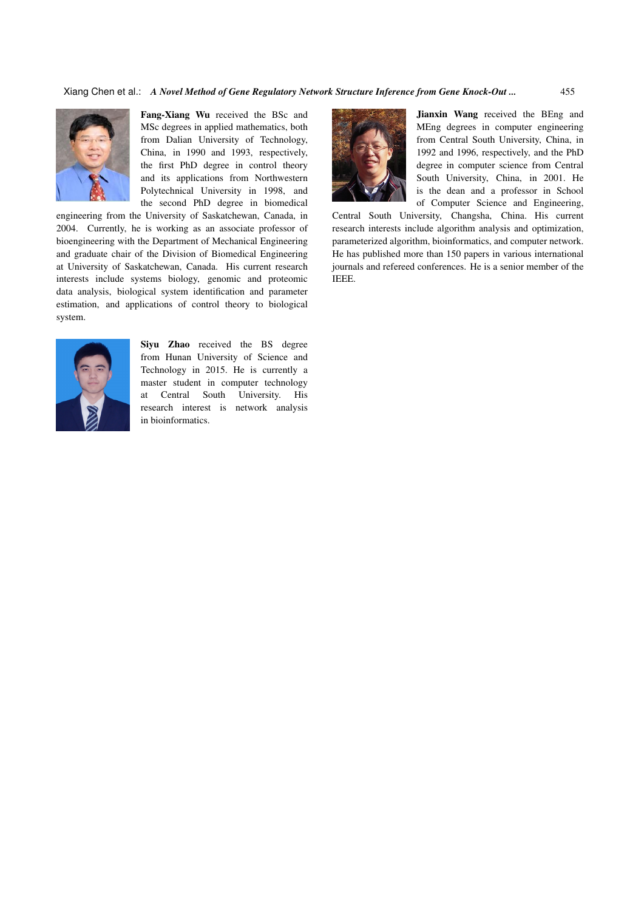**Fang-Xiang Wu** received the BSc and MSc degrees in applied mathematics, both from Dalian University of Technology, China, in 1990 and 1993, respectively, the first PhD degree in control theory and its applications from Northwestern Polytechnical University in 1998, and the second PhD degree in biomedical engineering from the University of Saskatchewan, Canada, in 2004. Currently, he is working as an associate professor of bioengineering with the Department of Mechanical Engineering and graduate chair of the Division of Biomedical Engineering at University of Saskatchewan, Canada. His current research interests include systems biology, genomic and proteomic data analysis, biological system identification and parameter estimation, and applications of control theory to biological system.

**Siyu Zhao** received the BS degree from Hunan University of Science and Technology in 2015. He is currently a master student in computer technology at Central South University. His research interest is network analysis in bioinformatics.

**Jianxin Wang** received the BEng and MEng degrees in computer engineering from Central South University, China, in 1992 and 1996, respectively, and the PhD degree in computer science from Central South University, China, in 2001. He is the dean and a professor in School of Computer Science and Engineering, Central South University, Changsha, China. His current research interests include algorithm analysis and optimization, parameterized algorithm, bioinformatics, and computer network. He has published more than 150 papers in various international journals and refereed conferences. He is a senior member of the IEEE.